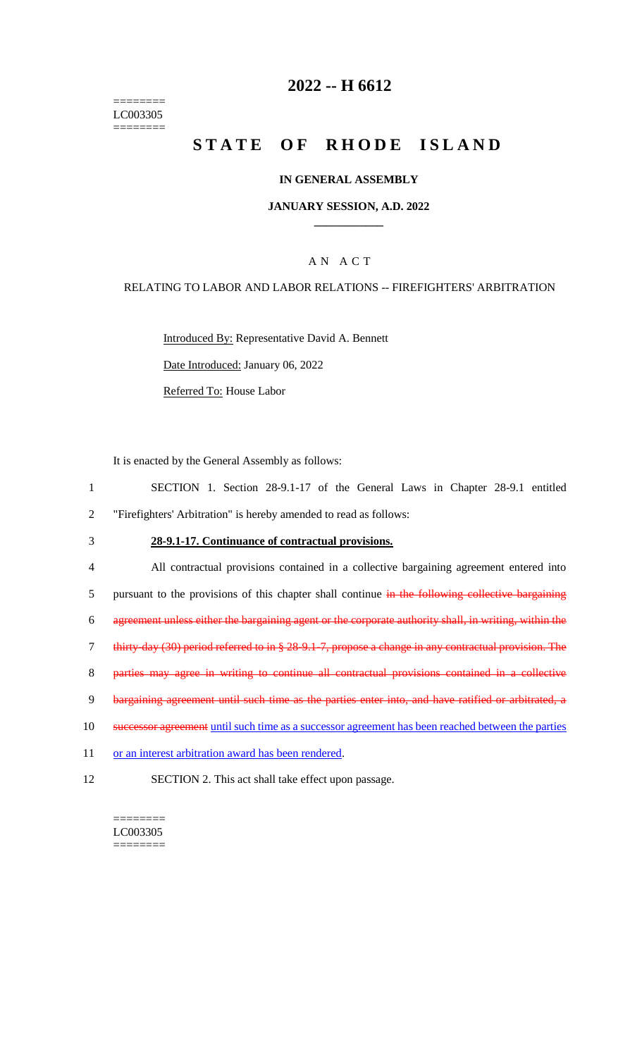========
LC003305
========

# 2022 -- H 6612

# STATE OF RHODE ISLAND

## IN GENERAL ASSEMBLY

### JANUARY SESSION, A.D. 2022

---

## AN ACT

### RELATING TO LABOR AND LABOR RELATIONS -- FIREFIGHTERS' ARBITRATION

Introduced By: Representative David A. Bennett

Date Introduced: January 06, 2022

Referred To: House Labor

It is enacted by the General Assembly as follows:

1 SECTION 1. Section 28-9.1-17 of the General Laws in Chapter 28-9.1 entitled
2 "Firefighters' Arbitration" is hereby amended to read as follows:

3 **28-9.1-17. Continuance of contractual provisions.**

4 All contractual provisions contained in a collective bargaining agreement entered into
5 pursuant to the provisions of this chapter shall continue ~~in the following collective bargaining~~
6 ~~agreement unless either the bargaining agent or the corporate authority shall, in writing, within the~~
7 ~~thirty-day (30) period referred to in § 28-9.1-7, propose a change in any contractual provision. The~~
8 ~~parties may agree in writing to continue all contractual provisions contained in a collective~~
9 ~~bargaining agreement until such time as the parties enter into, and have ratified or arbitrated, a~~
10 ~~successor agreement~~ <u>until such time as a successor agreement has been reached between the parties</u>
11 <u>or an interest arbitration award has been rendered</u>.

12 SECTION 2. This act shall take effect upon passage.

========
LC003305
========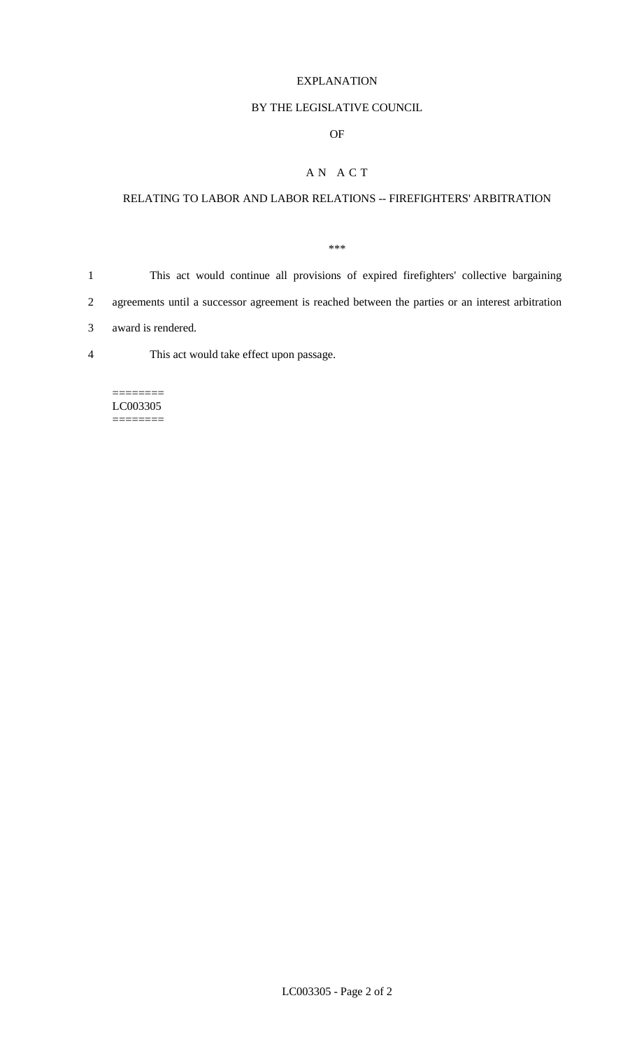EXPLANATION

BY THE LEGISLATIVE COUNCIL

OF

A N A C T

RELATING TO LABOR AND LABOR RELATIONS -- FIREFIGHTERS' ARBITRATION

\*\*\*

This act would continue all provisions of expired firefighters' collective bargaining agreements until a successor agreement is reached between the parties or an interest arbitration award is rendered.

This act would take effect upon passage.

========
LC003305
========